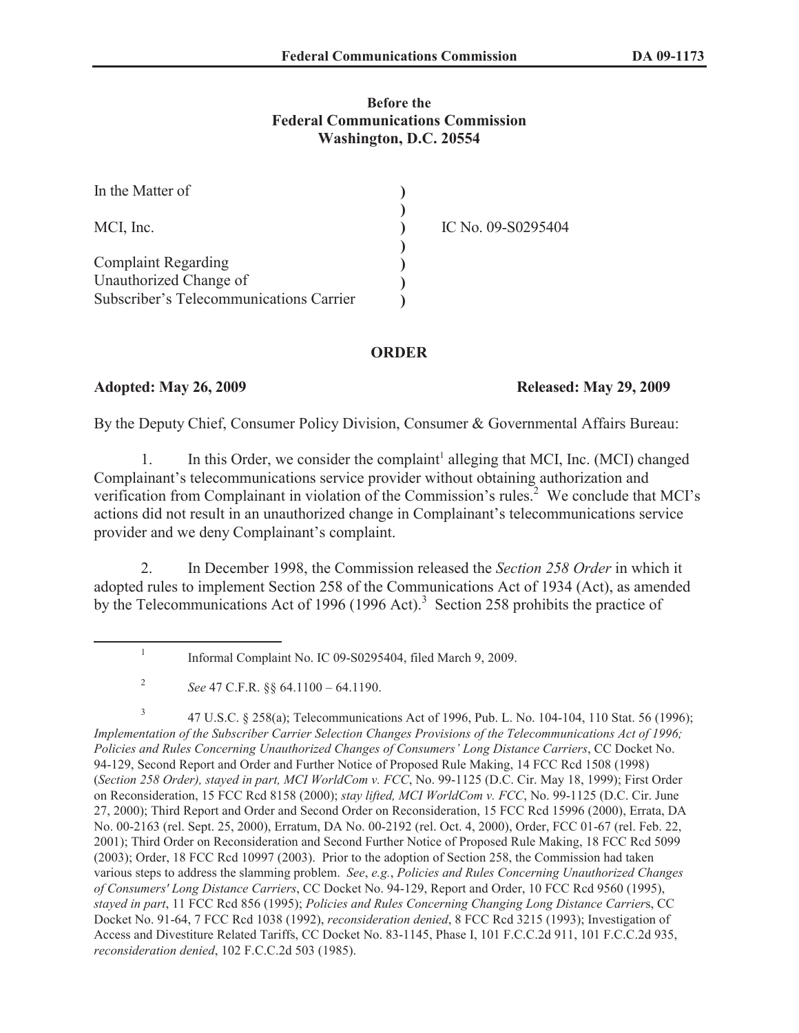**Before the**
**Federal Communications Commission**
**Washington, D.C. 20554**

| | | |
|---|---|---|
| In the Matter of | ) | |
| | ) | |
| MCI, Inc. | ) | IC No. 09-S0295404 |
| | ) | |
| Complaint Regarding | ) | |
| Unauthorized Change of | ) | |
| Subscriber's Telecommunications Carrier | ) | |

## ORDER

**Adopted: May 26, 2009** **Released: May 29, 2009**

By the Deputy Chief, Consumer Policy Division, Consumer & Governmental Affairs Bureau:

1. In this Order, we consider the complaint[1] alleging that MCI, Inc. (MCI) changed Complainant's telecommunications service provider without obtaining authorization and verification from Complainant in violation of the Commission's rules.[2] We conclude that MCI's actions did not result in an unauthorized change in Complainant's telecommunications service provider and we deny Complainant's complaint.

2. In December 1998, the Commission released the *Section 258 Order* in which it adopted rules to implement Section 258 of the Communications Act of 1934 (Act), as amended by the Telecommunications Act of 1996 (1996 Act).[3] Section 258 prohibits the practice of

---

[1] Informal Complaint No. IC 09-S0295404, filed March 9, 2009.

[2] *See* 47 C.F.R. §§ 64.1100 – 64.1190.

[3] 47 U.S.C. § 258(a); Telecommunications Act of 1996, Pub. L. No. 104-104, 110 Stat. 56 (1996); *Implementation of the Subscriber Carrier Selection Changes Provisions of the Telecommunications Act of 1996; Policies and Rules Concerning Unauthorized Changes of Consumers' Long Distance Carriers*, CC Docket No. 94-129, Second Report and Order and Further Notice of Proposed Rule Making, 14 FCC Rcd 1508 (1998) (*Section 258 Order), stayed in part, MCI WorldCom v. FCC*, No. 99-1125 (D.C. Cir. May 18, 1999); First Order on Reconsideration, 15 FCC Rcd 8158 (2000); *stay lifted, MCI WorldCom v. FCC*, No. 99-1125 (D.C. Cir. June 27, 2000); Third Report and Order and Second Order on Reconsideration, 15 FCC Rcd 15996 (2000), Errata, DA No. 00-2163 (rel. Sept. 25, 2000), Erratum, DA No. 00-2192 (rel. Oct. 4, 2000), Order, FCC 01-67 (rel. Feb. 22, 2001); Third Order on Reconsideration and Second Further Notice of Proposed Rule Making, 18 FCC Rcd 5099 (2003); Order, 18 FCC Rcd 10997 (2003). Prior to the adoption of Section 258, the Commission had taken various steps to address the slamming problem. *See*, *e.g.*, *Policies and Rules Concerning Unauthorized Changes of Consumers' Long Distance Carriers*, CC Docket No. 94-129, Report and Order, 10 FCC Rcd 9560 (1995), *stayed in part*, 11 FCC Rcd 856 (1995); *Policies and Rules Concerning Changing Long Distance Carrier*s, CC Docket No. 91-64, 7 FCC Rcd 1038 (1992), *reconsideration denied*, 8 FCC Rcd 3215 (1993); Investigation of Access and Divestiture Related Tariffs, CC Docket No. 83-1145, Phase I, 101 F.C.C.2d 911, 101 F.C.C.2d 935, *reconsideration denied*, 102 F.C.C.2d 503 (1985).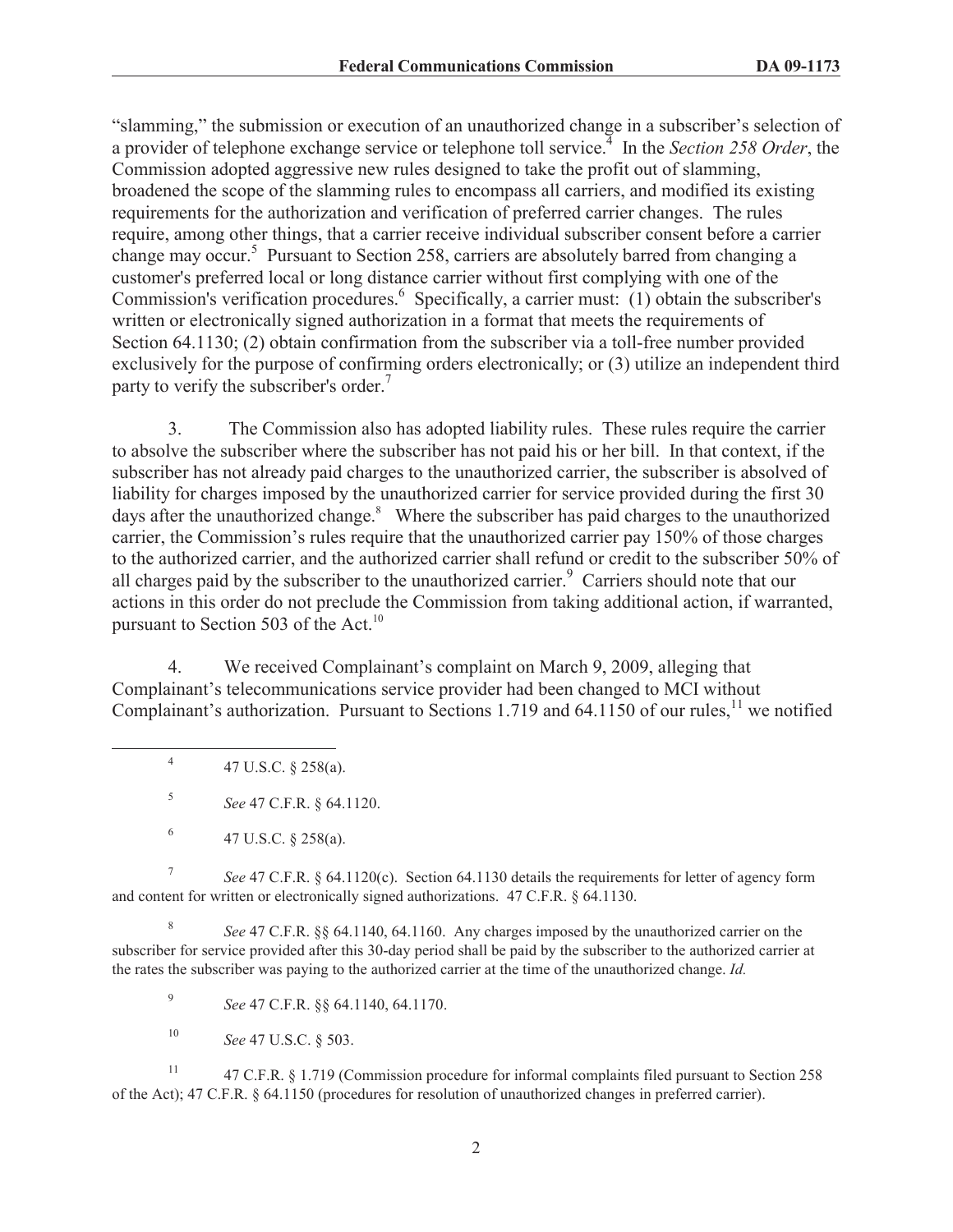"slamming," the submission or execution of an unauthorized change in a subscriber's selection of a provider of telephone exchange service or telephone toll service.[4] In the *Section 258 Order*, the Commission adopted aggressive new rules designed to take the profit out of slamming, broadened the scope of the slamming rules to encompass all carriers, and modified its existing requirements for the authorization and verification of preferred carrier changes. The rules require, among other things, that a carrier receive individual subscriber consent before a carrier change may occur.[5] Pursuant to Section 258, carriers are absolutely barred from changing a customer's preferred local or long distance carrier without first complying with one of the Commission's verification procedures.[6] Specifically, a carrier must: (1) obtain the subscriber's written or electronically signed authorization in a format that meets the requirements of Section 64.1130; (2) obtain confirmation from the subscriber via a toll-free number provided exclusively for the purpose of confirming orders electronically; or (3) utilize an independent third party to verify the subscriber's order.[7]

3. The Commission also has adopted liability rules. These rules require the carrier to absolve the subscriber where the subscriber has not paid his or her bill. In that context, if the subscriber has not already paid charges to the unauthorized carrier, the subscriber is absolved of liability for charges imposed by the unauthorized carrier for service provided during the first 30 days after the unauthorized change.[8] Where the subscriber has paid charges to the unauthorized carrier, the Commission's rules require that the unauthorized carrier pay 150% of those charges to the authorized carrier, and the authorized carrier shall refund or credit to the subscriber 50% of all charges paid by the subscriber to the unauthorized carrier.[9] Carriers should note that our actions in this order do not preclude the Commission from taking additional action, if warranted, pursuant to Section 503 of the Act.[10]

4. We received Complainant's complaint on March 9, 2009, alleging that Complainant's telecommunications service provider had been changed to MCI without Complainant's authorization. Pursuant to Sections 1.719 and 64.1150 of our rules,[11] we notified

---

[4] 47 U.S.C. § 258(a).

[5] *See* 47 C.F.R. § 64.1120.

[6] 47 U.S.C. § 258(a).

[7] *See* 47 C.F.R. § 64.1120(c). Section 64.1130 details the requirements for letter of agency form and content for written or electronically signed authorizations. 47 C.F.R. § 64.1130.

[8] *See* 47 C.F.R. §§ 64.1140, 64.1160. Any charges imposed by the unauthorized carrier on the subscriber for service provided after this 30-day period shall be paid by the subscriber to the authorized carrier at the rates the subscriber was paying to the authorized carrier at the time of the unauthorized change. *Id.*

[9] *See* 47 C.F.R. §§ 64.1140, 64.1170.

[10] *See* 47 U.S.C. § 503.

[11] 47 C.F.R. § 1.719 (Commission procedure for informal complaints filed pursuant to Section 258 of the Act); 47 C.F.R. § 64.1150 (procedures for resolution of unauthorized changes in preferred carrier).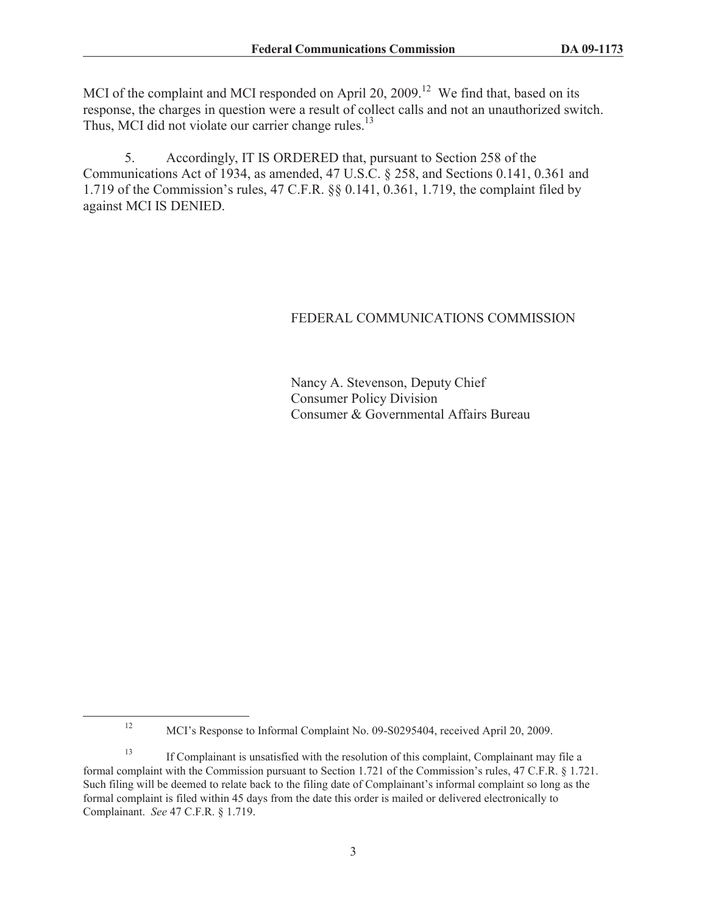MCI of the complaint and MCI responded on April 20, 2009.[12] We find that, based on its response, the charges in question were a result of collect calls and not an unauthorized switch. Thus, MCI did not violate our carrier change rules.[13]

5. Accordingly, IT IS ORDERED that, pursuant to Section 258 of the Communications Act of 1934, as amended, 47 U.S.C. § 258, and Sections 0.141, 0.361 and 1.719 of the Commission's rules, 47 C.F.R. §§ 0.141, 0.361, 1.719, the complaint filed by against MCI IS DENIED.

FEDERAL COMMUNICATIONS COMMISSION

Nancy A. Stevenson, Deputy Chief
Consumer Policy Division
Consumer & Governmental Affairs Bureau

---

[12] MCI's Response to Informal Complaint No. 09-S0295404, received April 20, 2009.

[13] If Complainant is unsatisfied with the resolution of this complaint, Complainant may file a formal complaint with the Commission pursuant to Section 1.721 of the Commission's rules, 47 C.F.R. § 1.721. Such filing will be deemed to relate back to the filing date of Complainant's informal complaint so long as the formal complaint is filed within 45 days from the date this order is mailed or delivered electronically to Complainant. *See* 47 C.F.R. § 1.719.